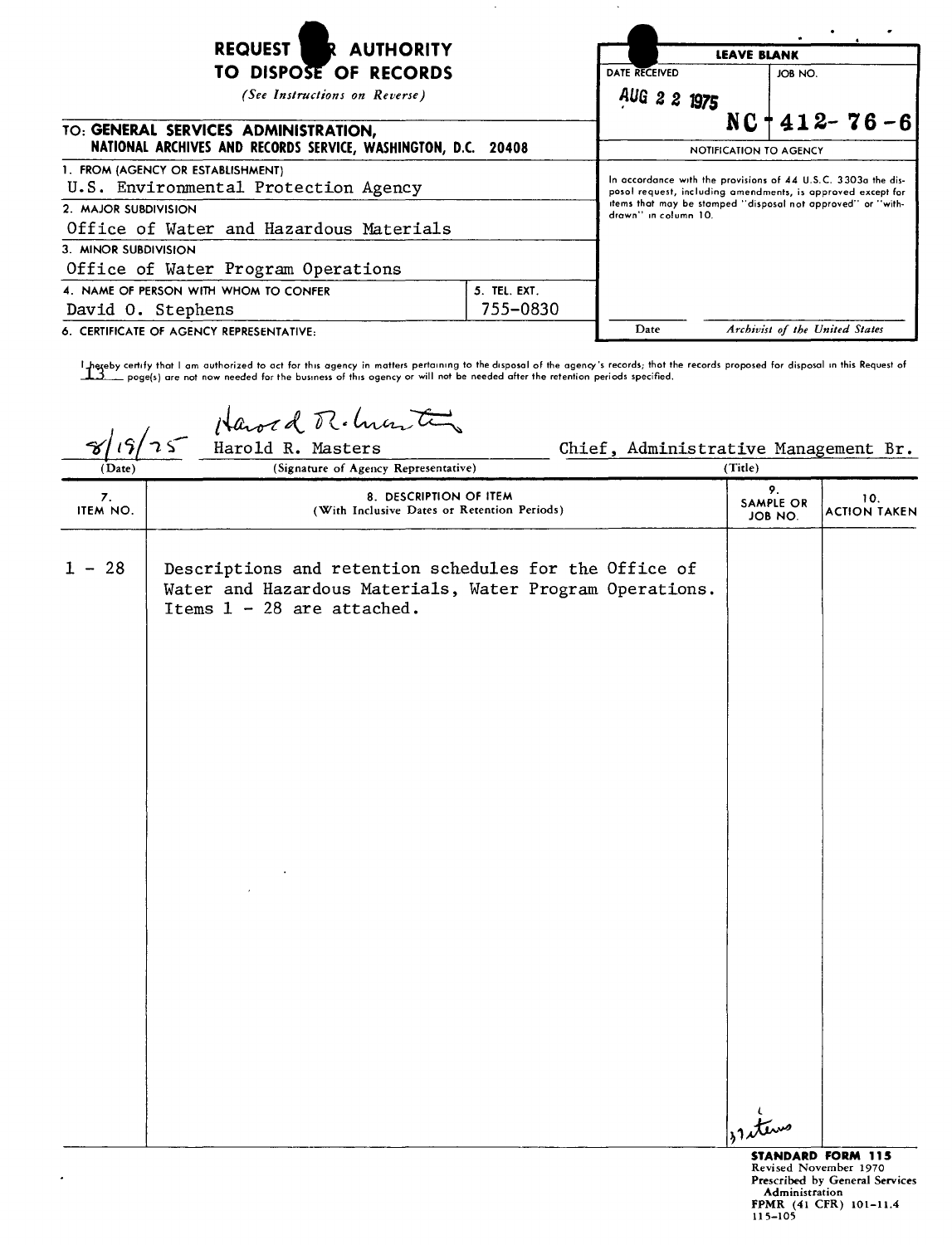# REQUEST FOR AUTHORITY TO DISPOSE OF RECORDS

*(See Instructions on Reverse)*

| LEAVE BLANK | |
|---|---|
| DATE RECEIVED | JOB NO. |
| AUG 22 1975 | NC - 412-76-6 |

**NOTIFICATION TO AGENCY**

In accordance with the provisions of 44 U.S.C. 3303a the disposal request, including amendments, is approved except for items that may be stamped "disposal not approved" or "withdrawn" in column 10.

Date | *Archivist of the United States*

**TO: GENERAL SERVICES ADMINISTRATION, NATIONAL ARCHIVES AND RECORDS SERVICE, WASHINGTON, D.C. 20408**

1. FROM (AGENCY OR ESTABLISHMENT)
   U.S. Environmental Protection Agency
2. MAJOR SUBDIVISION
   Office of Water and Hazardous Materials
3. MINOR SUBDIVISION
   Office of Water Program Operations
4. NAME OF PERSON WITH WHOM TO CONFER
   David O. Stephens
5. TEL. EXT.
   755-0830
6. CERTIFICATE OF AGENCY REPRESENTATIVE:

I hereby certify that I am authorized to act for this agency in matters pertaining to the disposal of the agency's records; that the records proposed for disposal in this Request of 13 page(s) are not now needed for the business of this agency or will not be needed after the retention periods specified.

| 8/19/75 | Harold R. Masters | Chief, Administrative Management Br. |
|---|---|---|
| (Date) | (Signature of Agency Representative) | (Title) |

| 7. ITEM NO. | 8. DESCRIPTION OF ITEM (With Inclusive Dates or Retention Periods) | 9. SAMPLE OR JOB NO. | 10. ACTION TAKEN |
|---|---|---|---|
| 1 - 28 | Descriptions and retention schedules for the Office of Water and Hazardous Materials, Water Program Operations. Items 1 - 28 are attached. | 37 items | |

**STANDARD FORM 115**
Revised November 1970
Prescribed by General Services Administration
FPMR (41 CFR) 101-11.4
115-105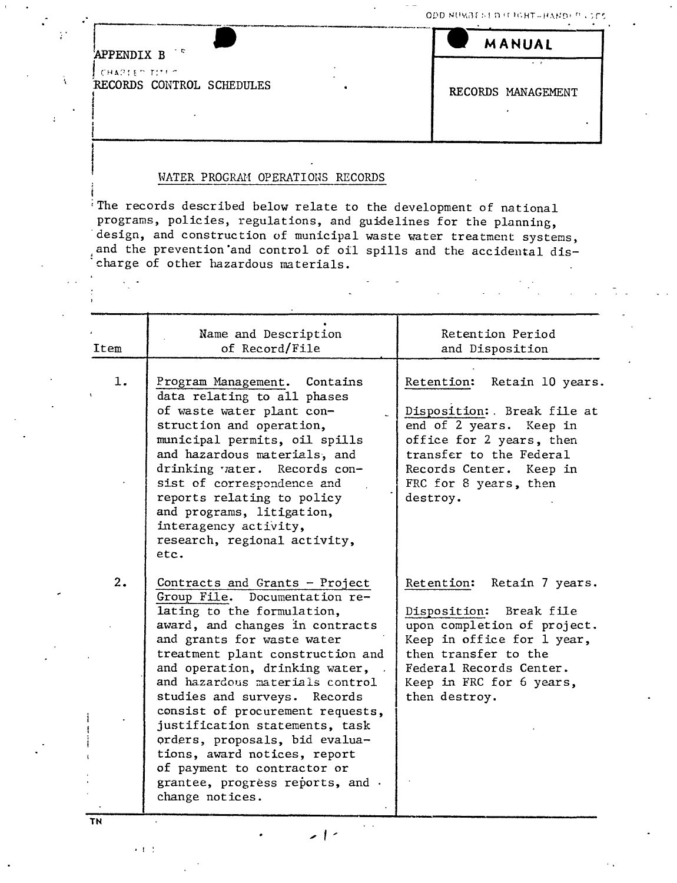APPENDIX B

RECORDS CONTROL SCHEDULES

**MANUAL**

RECORDS MANAGEMENT

## WATER PROGRAM OPERATIONS RECORDS

The records described below relate to the development of national programs, policies, regulations, and guidelines for the planning, design, and construction of municipal waste water treatment systems, and the prevention and control of oil spills and the accidental discharge of other hazardous materials.

| Item | Name and Description of Record/File | Retention Period and Disposition |
|---|---|---|
| 1. | Program Management. Contains data relating to all phases of waste water plant construction and operation, municipal permits, oil spills and hazardous materials, and drinking water. Records consist of correspondence and reports relating to policy and programs, litigation, interagency activity, research, regional activity, etc. | Retention: Retain 10 years.<br><br>Disposition: Break file at end of 2 years. Keep in office for 2 years, then transfer to the Federal Records Center. Keep in FRC for 8 years, then destroy. |
| 2. | Contracts and Grants - Project Group File. Documentation relating to the formulation, award, and changes in contracts and grants for waste water treatment plant construction and and operation, drinking water, and hazardous materials control studies and surveys. Records consist of procurement requests, justification statements, task orders, proposals, bid evaluations, award notices, report of payment to contractor or grantee, progress reports, and change notices. | Retention: Retain 7 years.<br><br>Disposition: Break file upon completion of project. Keep in office for 1 year, then transfer to the Federal Records Center. Keep in FRC for 6 years, then destroy. |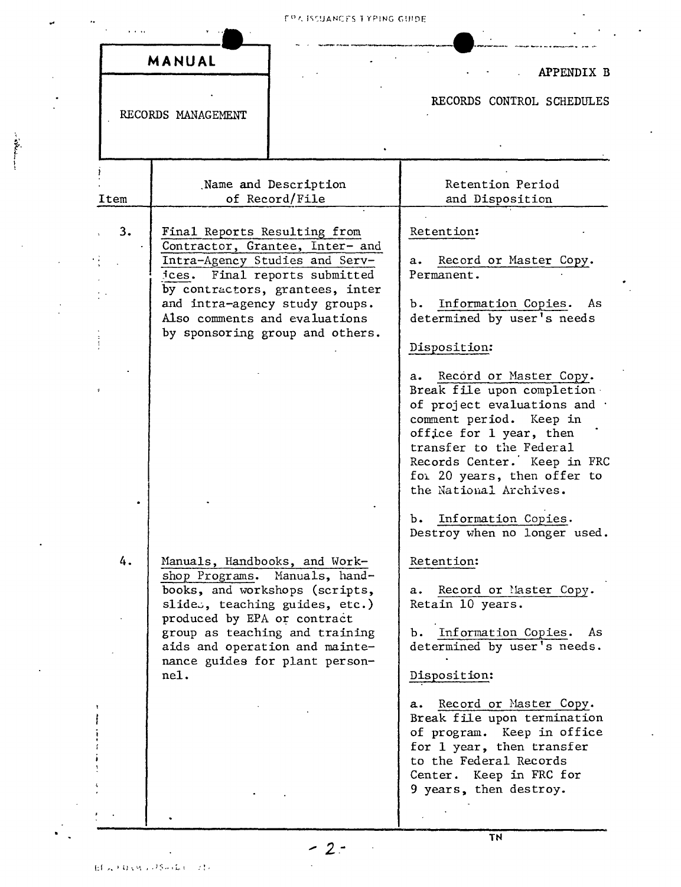**MANUAL**

RECORDS MANAGEMENT

APPENDIX B

RECORDS CONTROL SCHEDULES

| Item | Name and Description of Record/File | Retention Period and Disposition |
|---|---|---|
| 3. | Final Reports Resulting from Contractor, Grantee, Inter- and Intra-Agency Studies and Services. Final reports submitted by contractors, grantees, inter and intra-agency study groups. Also comments and evaluations by sponsoring group and others. | Retention:<br><br>a. Record or Master Copy. Permanent.<br><br>b. Information Copies. As determined by user's needs<br><br>Disposition:<br><br>a. Record or Master Copy. Break file upon completion of project evaluations and comment period. Keep in office for 1 year, then transfer to the Federal Records Center. Keep in FRC for 20 years, then offer to the National Archives.<br><br>b. Information Copies. Destroy when no longer used. |
| 4. | Manuals, Handbooks, and Workshop Programs. Manuals, handbooks, and workshops (scripts, slides, teaching guides, etc.) produced by EPA or contract group as teaching and training aids and operation and maintenance guides for plant personnel. | Retention:<br><br>a. Record or Master Copy. Retain 10 years.<br><br>b. Information Copies. As determined by user's needs.<br><br>Disposition:<br><br>a. Record or Master Copy. Break file upon termination of program. Keep in office for 1 year, then transfer to the Federal Records Center. Keep in FRC for 9 years, then destroy. |

TN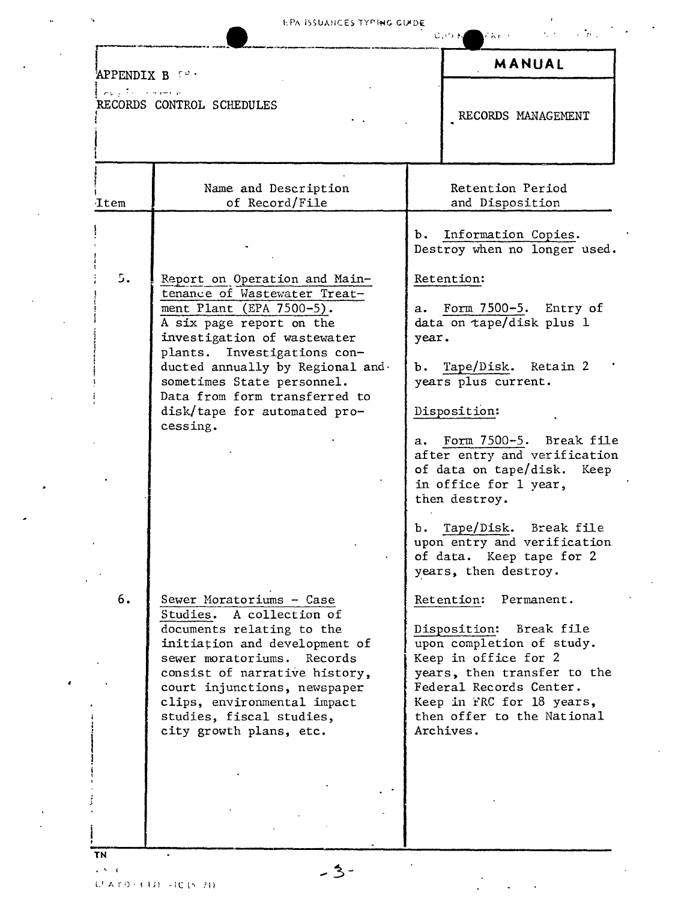APPENDIX B

RECORDS CONTROL SCHEDULES

**MANUAL**

RECORDS MANAGEMENT

| Item | Name and Description of Record/File | Retention Period and Disposition |
|---|---|---|
| | | b. Information Copies. Destroy when no longer used. |
| 5. | Report on Operation and Maintenance of Wastewater Treatment Plant (EPA 7500-5). A six page report on the investigation of wastewater plants. Investigations conducted annually by Regional and sometimes State personnel. Data from form transferred to disk/tape for automated processing. | Retention:<br><br>a. Form 7500-5. Entry of data on tape/disk plus 1 year.<br><br>b. Tape/Disk. Retain 2 years plus current.<br><br>Disposition:<br><br>a. Form 7500-5. Break file after entry and verification of data on tape/disk. Keep in office for 1 year, then destroy.<br><br>b. Tape/Disk. Break file upon entry and verification of data. Keep tape for 2 years, then destroy. |
| 6. | Sewer Moratoriums - Case Studies. A collection of documents relating to the initiation and development of sewer moratoriums. Records consist of narrative history, court injunctions, newspaper clips, environmental impact studies, fiscal studies, city growth plans, etc. | Retention: Permanent.<br><br>Disposition: Break file upon completion of study. Keep in office for 2 years, then transfer to the Federal Records Center. Keep in FRC for 18 years, then offer to the National Archives. |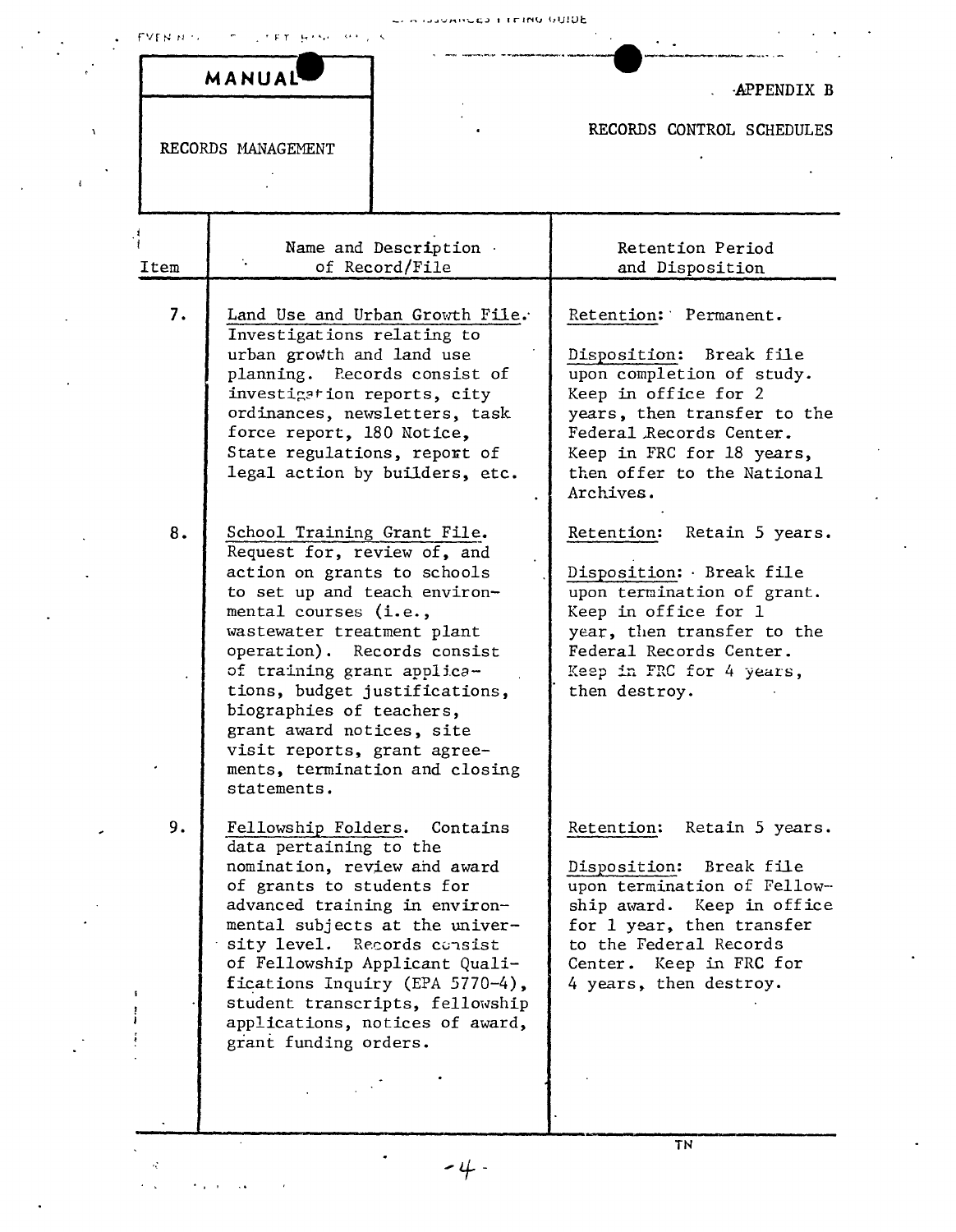**MANUAL**

RECORDS MANAGEMENT

APPENDIX B

RECORDS CONTROL SCHEDULES

| Item | Name and Description of Record/File | Retention Period and Disposition |
|---|---|---|
| 7. | Land Use and Urban Growth File. Investigations relating to urban growth and land use planning. Records consist of investigation reports, city ordinances, newsletters, task force report, 180 Notice, State regulations, report of legal action by builders, etc. | Retention: Permanent.<br><br>Disposition: Break file upon completion of study. Keep in office for 2 years, then transfer to the Federal Records Center. Keep in FRC for 18 years, then offer to the National Archives. |
| 8. | School Training Grant File. Request for, review of, and action on grants to schools to set up and teach environmental courses (i.e., wastewater treatment plant operation). Records consist of training grant applications, budget justifications, biographies of teachers, grant award notices, site visit reports, grant agreements, termination and closing statements. | Retention: Retain 5 years.<br><br>Disposition: Break file upon termination of grant. Keep in office for 1 year, then transfer to the Federal Records Center. Keep in FRC for 4 years, then destroy. |
| 9. | Fellowship Folders. Contains data pertaining to the nomination, review and award of grants to students for advanced training in environmental subjects at the university level. Records consist of Fellowship Applicant Qualifications Inquiry (EPA 5770-4), student transcripts, fellowship applications, notices of award, grant funding orders. | Retention: Retain 5 years.<br><br>Disposition: Break file upon termination of Fellowship award. Keep in office for 1 year, then transfer to the Federal Records Center. Keep in FRC for 4 years, then destroy. |

TN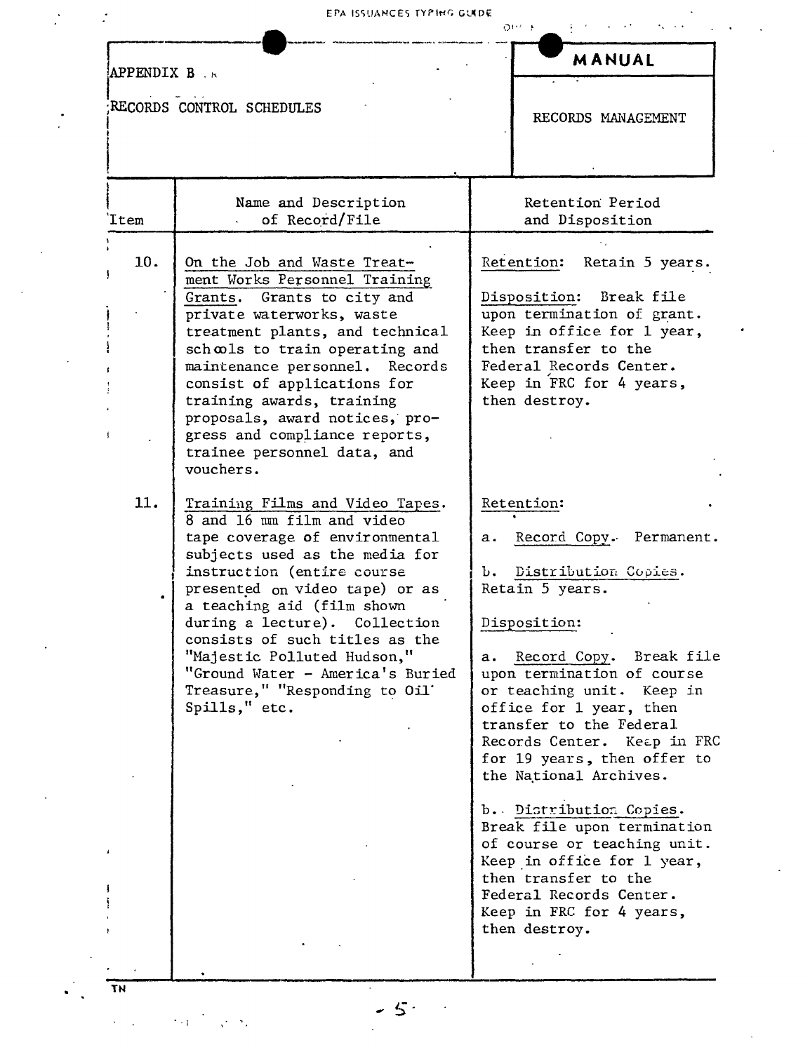APPENDIX B

RECORDS CONTROL SCHEDULES

**MANUAL**

RECORDS MANAGEMENT

| Item | Name and Description of Record/File | Retention Period and Disposition |
|---|---|---|
| 10. | On the Job and Waste Treatment Works Personnel Training Grants. Grants to city and private waterworks, waste treatment plants, and technical schools to train operating and maintenance personnel. Records consist of applications for training awards, training proposals, award notices, progress and compliance reports, trainee personnel data, and vouchers. | Retention: Retain 5 years.<br><br>Disposition: Break file upon termination of grant. Keep in office for 1 year, then transfer to the Federal Records Center. Keep in FRC for 4 years, then destroy. |
| 11. | Training Films and Video Tapes. 8 and 16 mm film and video tape coverage of environmental subjects used as the media for instruction (entire course presented on video tape) or as a teaching aid (film shown during a lecture). Collection consists of such titles as the "Majestic Polluted Hudson," "Ground Water - America's Buried Treasure," "Responding to Oil Spills," etc. | Retention:<br><br>a. Record Copy. Permanent.<br><br>b. Distribution Copies. Retain 5 years.<br><br>Disposition:<br><br>a. Record Copy. Break file upon termination of course or teaching unit. Keep in office for 1 year, then transfer to the Federal Records Center. Keep in FRC for 19 years, then offer to the National Archives.<br><br>b. Distribution Copies. Break file upon termination of course or teaching unit. Keep in office for 1 year, then transfer to the Federal Records Center. Keep in FRC for 4 years, then destroy. |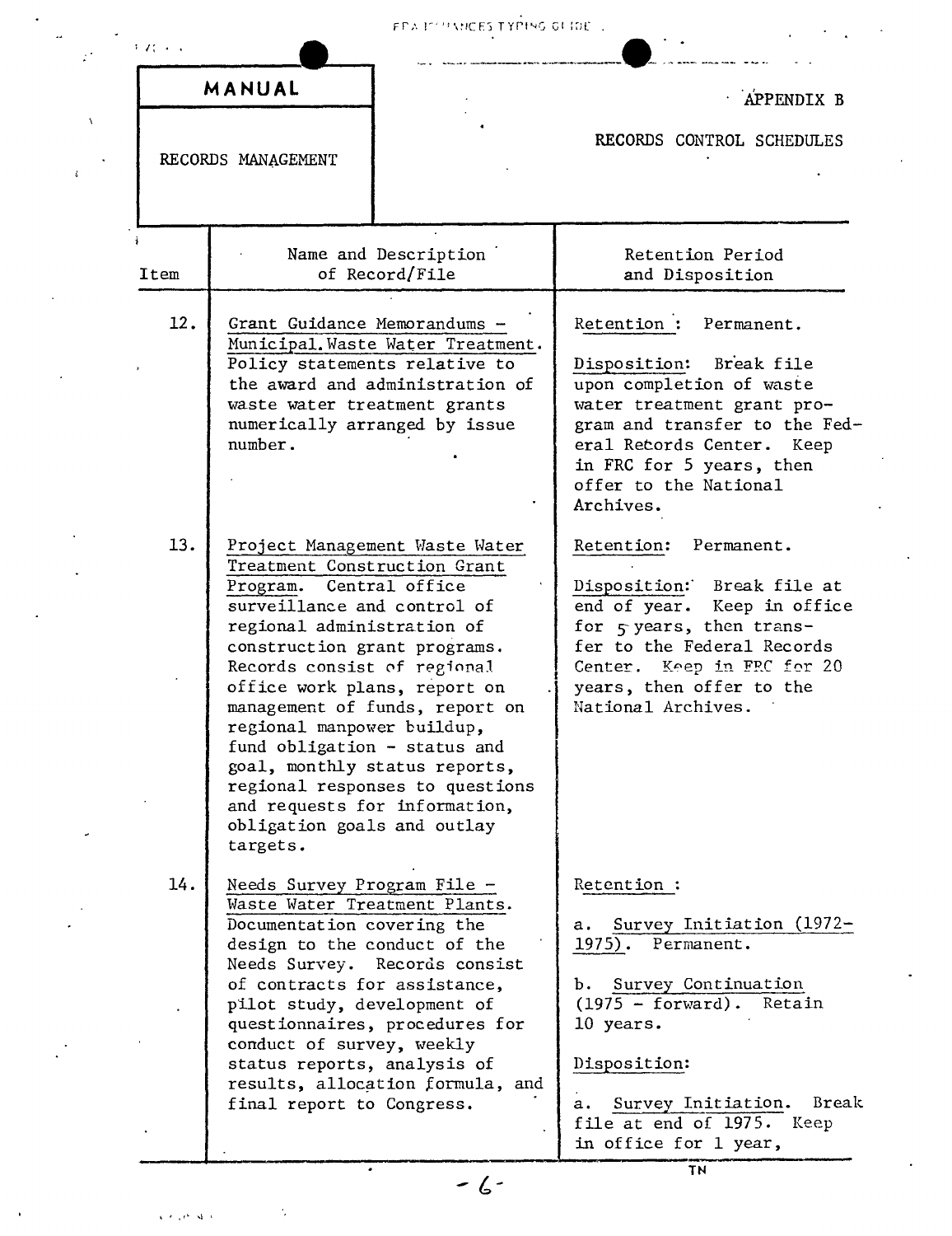**MANUAL**

RECORDS MANAGEMENT

APPENDIX B

RECORDS CONTROL SCHEDULES

| Item | Name and Description of Record/File | Retention Period and Disposition |
|---|---|---|
| 12. | Grant Guidance Memorandums - Municipal Waste Water Treatment. Policy statements relative to the award and administration of waste water treatment grants numerically arranged by issue number. | Retention: Permanent.<br><br>Disposition: Break file upon completion of waste water treatment grant program and transfer to the Federal Records Center. Keep in FRC for 5 years, then offer to the National Archives. |
| 13. | Project Management Waste Water Treatment Construction Grant Program. Central office surveillance and control of regional administration of construction grant programs. Records consist of regional office work plans, report on management of funds, report on regional manpower buildup, fund obligation - status and goal, monthly status reports, regional responses to questions and requests for information, obligation goals and outlay targets. | Retention: Permanent.<br><br>Disposition: Break file at end of year. Keep in office for 5 years, then transfer to the Federal Records Center. Keep in FRC for 20 years, then offer to the National Archives. |
| 14. | Needs Survey Program File - Waste Water Treatment Plants. Documentation covering the design to the conduct of the Needs Survey. Records consist of contracts for assistance, pilot study, development of questionnaires, procedures for conduct of survey, weekly status reports, analysis of results, allocation formula, and final report to Congress. | Retention:<br><br>a. Survey Initiation (1972-1975). Permanent.<br><br>b. Survey Continuation (1975 - forward). Retain 10 years.<br><br>Disposition:<br><br>a. Survey Initiation. Break file at end of 1975. Keep in office for 1 year, |

TN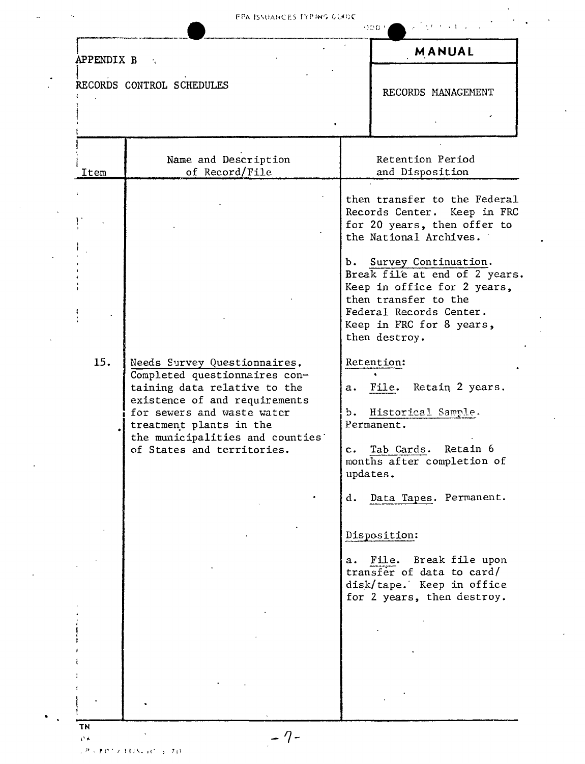APPENDIX B

RECORDS CONTROL SCHEDULES

**MANUAL**

RECORDS MANAGEMENT

| Item | Name and Description of Record/File | Retention Period and Disposition |
|---|---|---|
| | | then transfer to the Federal Records Center. Keep in FRC for 20 years, then offer to the National Archives.<br><br>b. Survey Continuation. Break file at end of 2 years. Keep in office for 2 years, then transfer to the Federal Records Center. Keep in FRC for 8 years, then destroy. |
| 15. | Needs Survey Questionnaires. Completed questionnaires containing data relative to the existence of and requirements for sewers and waste water treatment plants in the the municipalities and counties of States and territories. | Retention:<br><br>a. File. Retain 2 years.<br><br>b. Historical Sample. Permanent.<br><br>c. Tab Cards. Retain 6 months after completion of updates.<br><br>d. Data Tapes. Permanent.<br><br>Disposition:<br><br>a. File. Break file upon transfer of data to card/disk/tape. Keep in office for 2 years, then destroy. |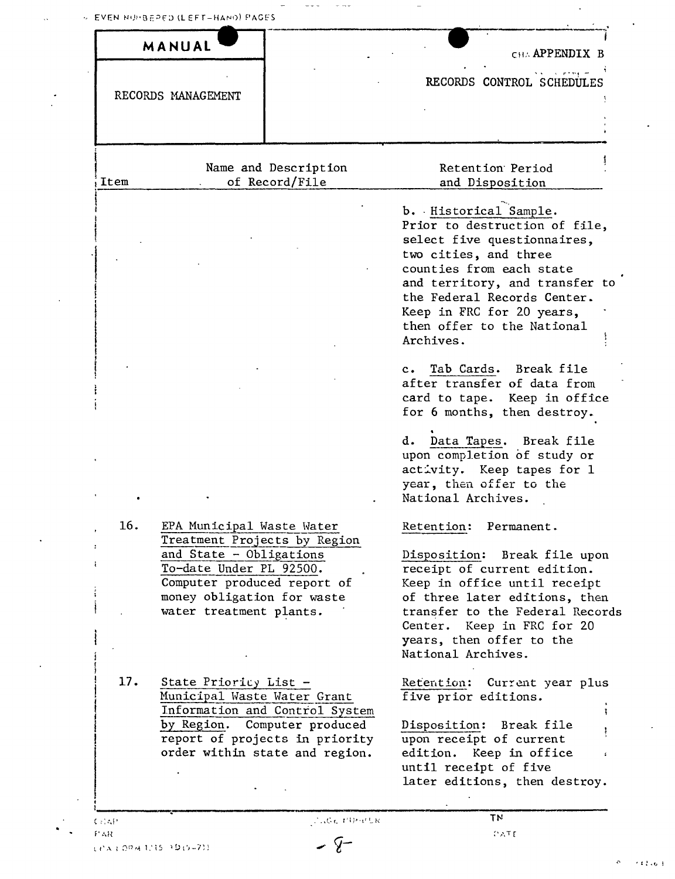MANUAL

RECORDS MANAGEMENT

APPENDIX B

RECORDS CONTROL SCHEDULES

| Item | Name and Description of Record/File | Retention Period and Disposition |
|---|---|---|
| | | b. Historical Sample. Prior to destruction of file, select five questionnaires, two cities, and three counties from each state and territory, and transfer to the Federal Records Center. Keep in FRC for 20 years, then offer to the National Archives.<br><br>c. Tab Cards. Break file after transfer of data from card to tape. Keep in office for 6 months, then destroy.<br><br>d. Data Tapes. Break file upon completion of study or activity. Keep tapes for 1 year, then offer to the National Archives. |
| 16. | EPA Municipal Waste Water Treatment Projects by Region and State - Obligations To-date Under PL 92500. Computer produced report of money obligation for waste water treatment plants. | Retention: Permanent.<br><br>Disposition: Break file upon receipt of current edition. Keep in office until receipt of three later editions, then transfer to the Federal Records Center. Keep in FRC for 20 years, then offer to the National Archives. |
| 17. | State Priority List - Municipal Waste Water Grant Information and Control System by Region. Computer produced report of projects in priority order within state and region. | Retention: Current year plus five prior editions.<br><br>Disposition: Break file upon receipt of current edition. Keep in office until receipt of five later editions, then destroy. |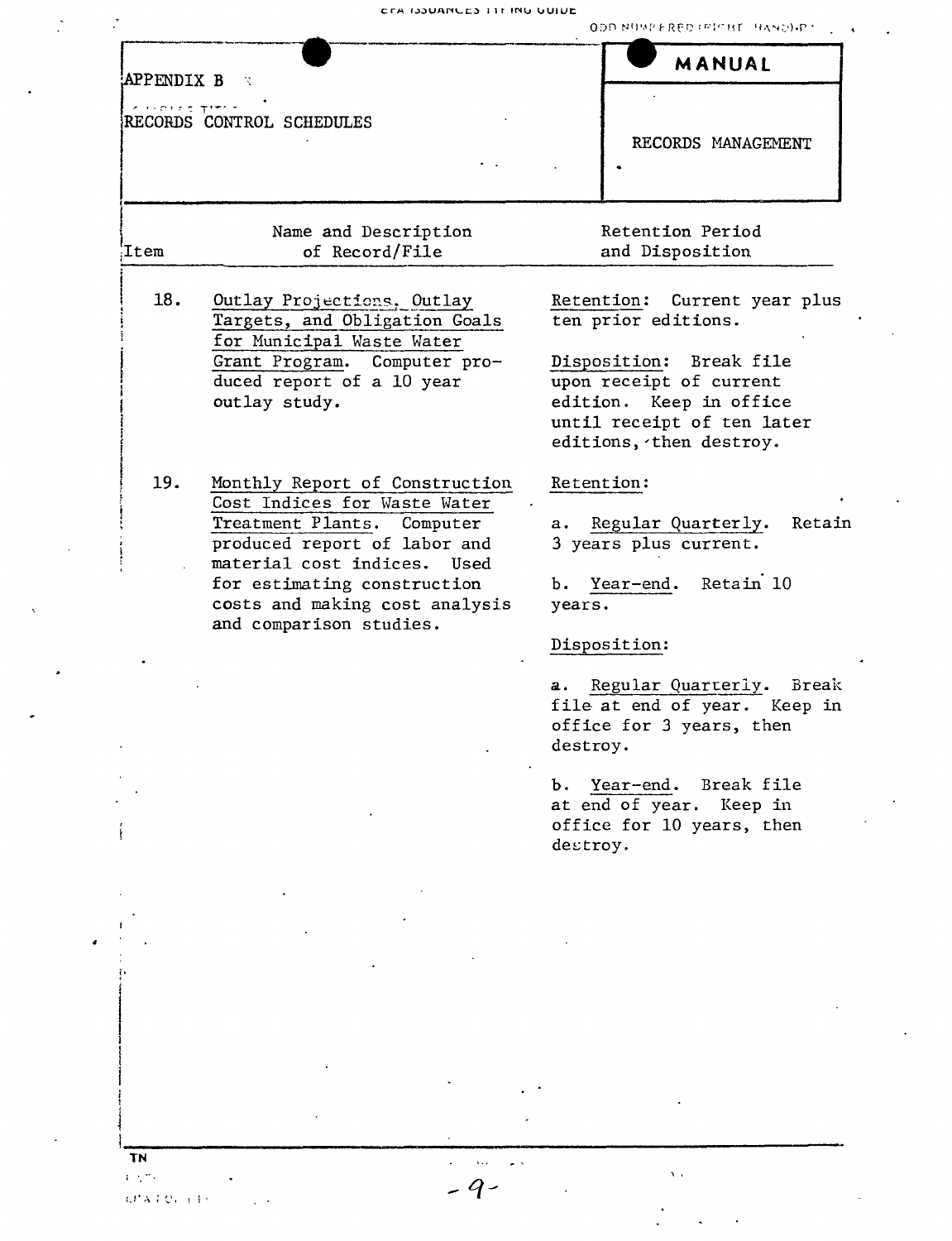APPENDIX B

RECORDS CONTROL SCHEDULES

**MANUAL**

RECORDS MANAGEMENT

| Item | Name and Description of Record/File | Retention Period and Disposition |
|---|---|---|
| 18. | Outlay Projections, Outlay Targets, and Obligation Goals for Municipal Waste Water Grant Program. Computer produced report of a 10 year outlay study. | Retention: Current year plus ten prior editions.<br><br>Disposition: Break file upon receipt of current edition. Keep in office until receipt of ten later editions, then destroy. |
| 19. | Monthly Report of Construction Cost Indices for Waste Water Treatment Plants. Computer produced report of labor and material cost indices. Used for estimating construction costs and making cost analysis and comparison studies. | Retention:<br><br>a. Regular Quarterly. Retain 3 years plus current.<br><br>b. Year-end. Retain 10 years.<br><br>Disposition:<br><br>a. Regular Quarterly. Break file at end of year. Keep in office for 3 years, then destroy.<br><br>b. Year-end. Break file at end of year. Keep in office for 10 years, then destroy. |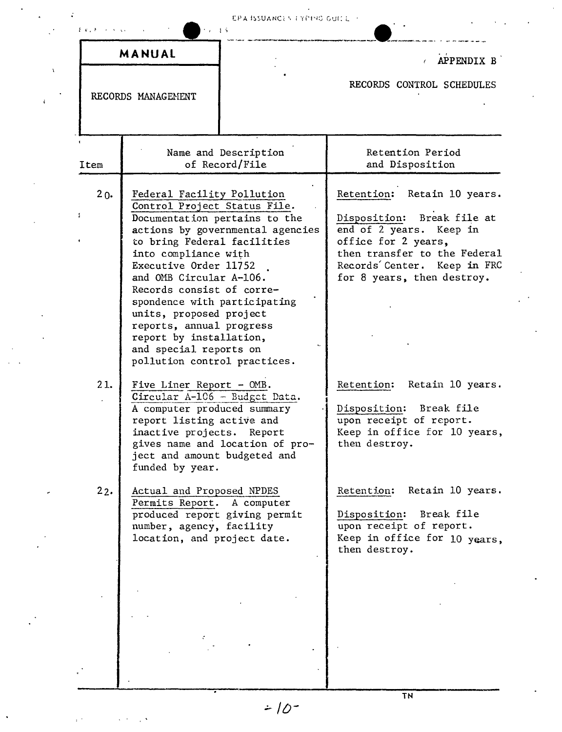| MANUAL | APPENDIX B |
|---|---|
| RECORDS MANAGEMENT | RECORDS CONTROL SCHEDULES |

| Item | Name and Description of Record/File | Retention Period and Disposition |
|---|---|---|
| 20. | Federal Facility Pollution Control Project Status File. Documentation pertains to the actions by governmental agencies to bring Federal facilities into compliance with Executive Order 11752 and OMB Circular A-106. Records consist of correspondence with participating units, proposed project reports, annual progress report by installation, and special reports on pollution control practices. | Retention: Retain 10 years.<br><br>Disposition: Break file at end of 2 years. Keep in office for 2 years, then transfer to the Federal Records Center. Keep in FRC for 8 years, then destroy. |
| 21. | Five Liner Report - OMB. Circular A-106 - Budget Data. A computer produced summary report listing active and inactive projects. Report gives name and location of project and amount budgeted and funded by year. | Retention: Retain 10 years.<br><br>Disposition: Break file upon receipt of report. Keep in office for 10 years, then destroy. |
| 22. | Actual and Proposed NPDES Permits Report. A computer produced report giving permit number, agency, facility location, and project date. | Retention: Retain 10 years.<br><br>Disposition: Break file upon receipt of report. Keep in office for 10 years, then destroy. |

TN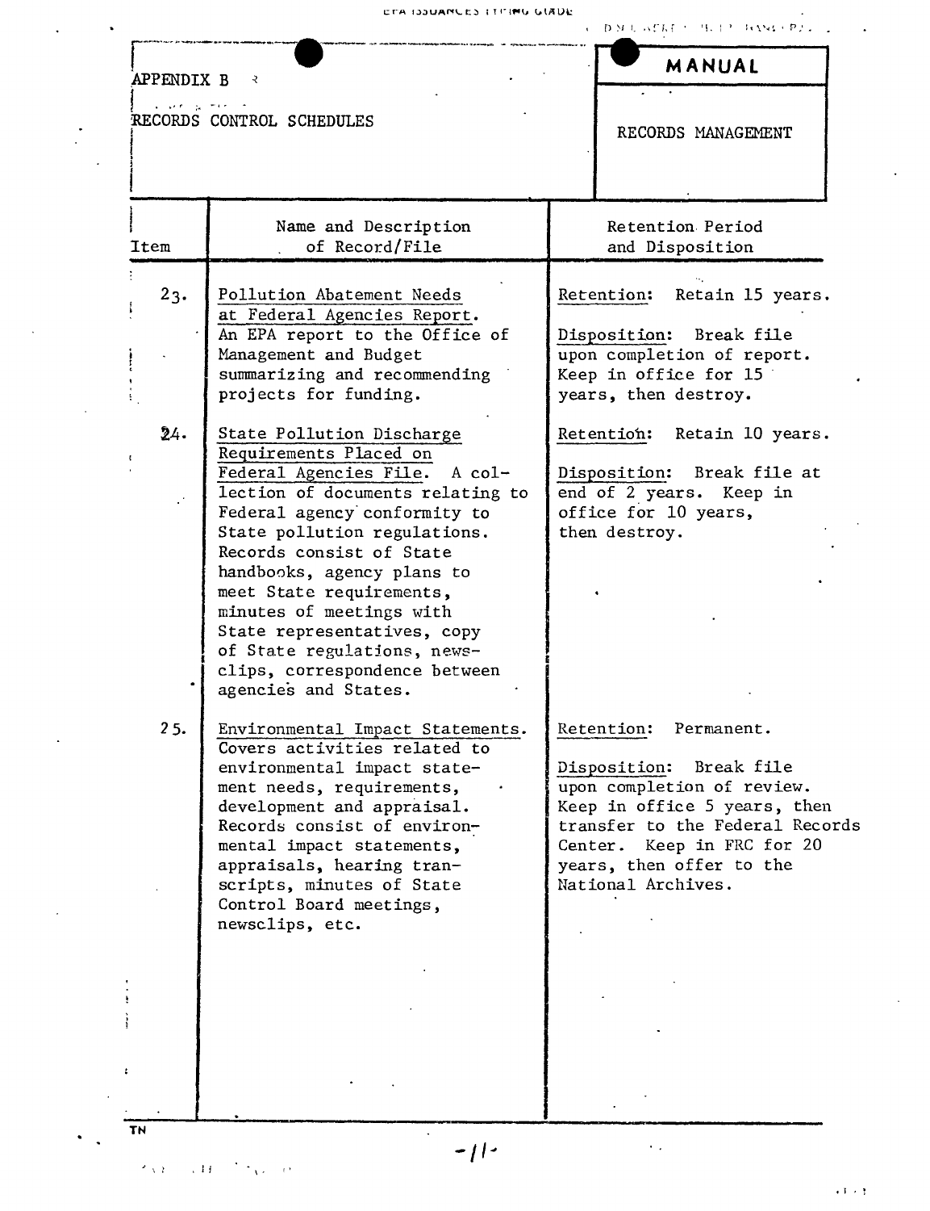APPENDIX B

RECORDS CONTROL SCHEDULES

**MANUAL**

RECORDS MANAGEMENT

| Item | Name and Description of Record/File | Retention Period and Disposition |
|---|---|---|
| 23. | Pollution Abatement Needs at Federal Agencies Report. An EPA report to the Office of Management and Budget summarizing and recommending projects for funding. | Retention: Retain 15 years.<br><br>Disposition: Break file upon completion of report. Keep in office for 15 years, then destroy. |
| 24. | State Pollution Discharge Requirements Placed on Federal Agencies File. A collection of documents relating to Federal agency conformity to State pollution regulations. Records consist of State handbooks, agency plans to meet State requirements, minutes of meetings with State representatives, copy of State regulations, newsclips, correspondence between agencies and States. | Retention: Retain 10 years.<br><br>Disposition: Break file at end of 2 years. Keep in office for 10 years, then destroy. |
| 25. | Environmental Impact Statements. Covers activities related to environmental impact statement needs, requirements, development and appraisal. Records consist of environmental impact statements, appraisals, hearing transcripts, minutes of State Control Board meetings, newsclips, etc. | Retention: Permanent.<br><br>Disposition: Break file upon completion of review. Keep in office 5 years, then transfer to the Federal Records Center. Keep in FRC for 20 years, then offer to the National Archives. |

TN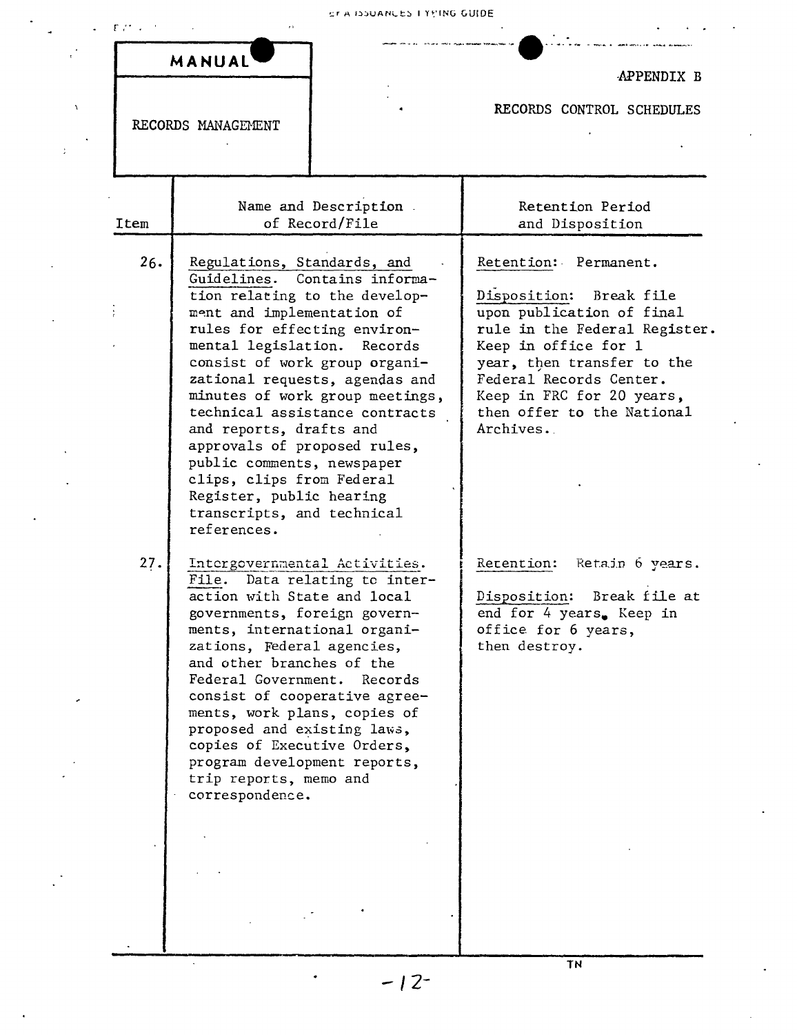**MANUAL**

RECORDS MANAGEMENT

APPENDIX B

RECORDS CONTROL SCHEDULES

| Item | Name and Description of Record/File | Retention Period and Disposition |
|---|---|---|
| 26. | <u>Regulations, Standards, and Guidelines</u>. Contains information relating to the development and implementation of rules for effecting environmental legislation. Records consist of work group organizational requests, agendas and minutes of work group meetings, technical assistance contracts and reports, drafts and approvals of proposed rules, public comments, newspaper clips, clips from Federal Register, public hearing transcripts, and technical references. | <u>Retention</u>: Permanent.<br><br><u>Disposition</u>: Break file upon publication of final rule in the Federal Register. Keep in office for 1 year, then transfer to the Federal Records Center. Keep in FRC for 20 years, then offer to the National Archives. |
| 27. | <u>Intergovernmental Activities. File</u>. Data relating to interaction with State and local governments, foreign governments, international organizations, Federal agencies, and other branches of the Federal Government. Records consist of cooperative agreements, work plans, copies of proposed and existing laws, copies of Executive Orders, program development reports, trip reports, memo and correspondence. | <u>Retention</u>: Retain 6 years.<br><br><u>Disposition</u>: Break file at end for 4 years. Keep in office for 6 years, then destroy. |

TN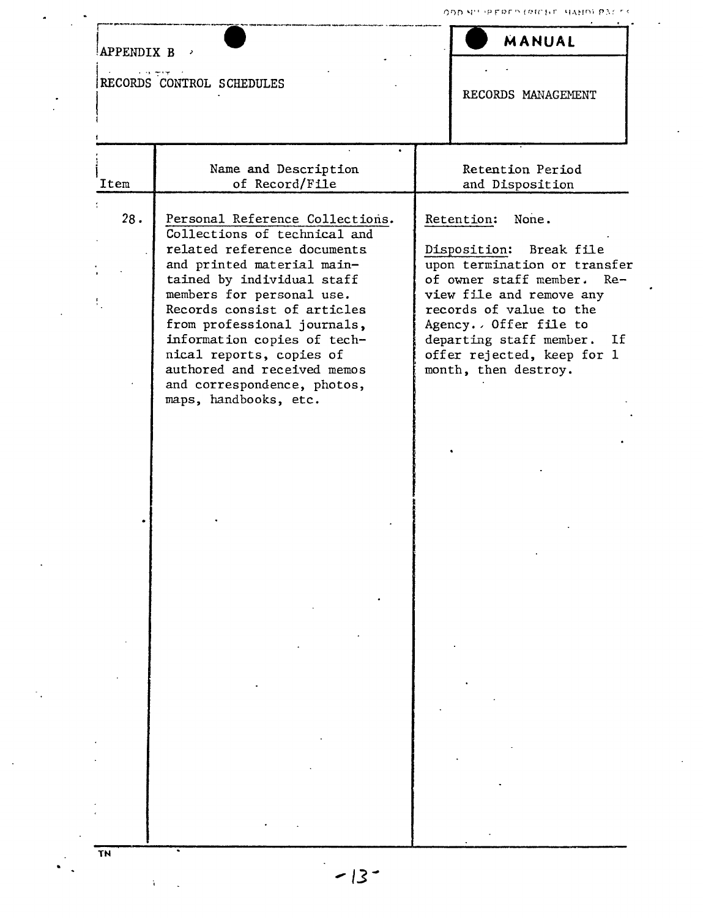APPENDIX B

RECORDS CONTROL SCHEDULES

**MANUAL**

RECORDS MANAGEMENT

| Item | Name and Description of Record/File | Retention Period and Disposition |
|---|---|---|
| 28. | Personal Reference Collections. Collections of technical and related reference documents and printed material maintained by individual staff members for personal use. Records consist of articles from professional journals, information copies of technical reports, copies of authored and received memos and correspondence, photos, maps, handbooks, etc. | Retention: None.<br><br>Disposition: Break file upon termination or transfer of owner staff member. Review file and remove any records of value to the Agency. Offer file to departing staff member. If offer rejected, keep for 1 month, then destroy. |

TN